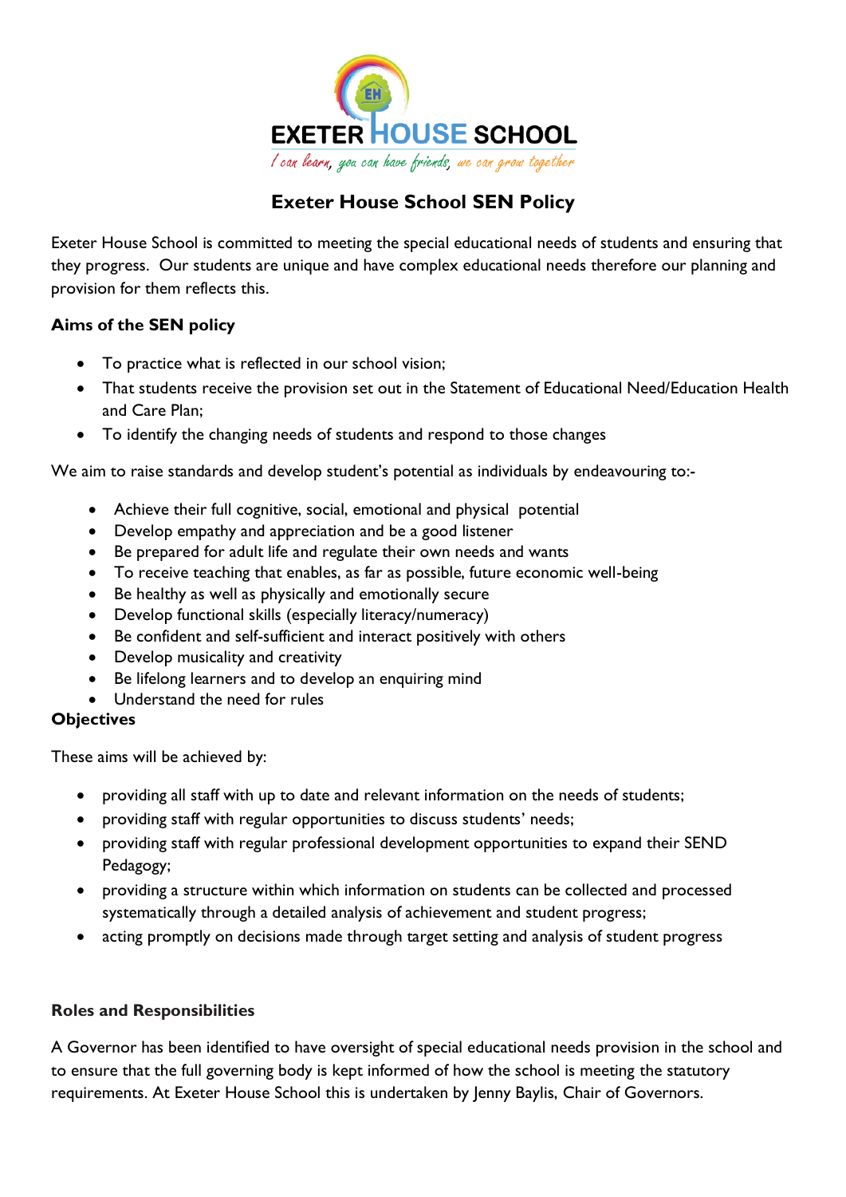EXETER HOUSE SCHOOL

*I can learn, you can have friends, we can grow together*

# Exeter House School SEN Policy

Exeter House School is committed to meeting the special educational needs of students and ensuring that they progress. Our students are unique and have complex educational needs therefore our planning and provision for them reflects this.

### Aims of the SEN policy

- To practice what is reflected in our school vision;
- That students receive the provision set out in the Statement of Educational Need/Education Health and Care Plan;
- To identify the changing needs of students and respond to those changes

We aim to raise standards and develop student's potential as individuals by endeavouring to:-

- Achieve their full cognitive, social, emotional and physical potential
- Develop empathy and appreciation and be a good listener
- Be prepared for adult life and regulate their own needs and wants
- To receive teaching that enables, as far as possible, future economic well-being
- Be healthy as well as physically and emotionally secure
- Develop functional skills (especially literacy/numeracy)
- Be confident and self-sufficient and interact positively with others
- Develop musicality and creativity
- Be lifelong learners and to develop an enquiring mind
- Understand the need for rules

### Objectives

These aims will be achieved by:

- providing all staff with up to date and relevant information on the needs of students;
- providing staff with regular opportunities to discuss students' needs;
- providing staff with regular professional development opportunities to expand their SEND Pedagogy;
- providing a structure within which information on students can be collected and processed systematically through a detailed analysis of achievement and student progress;
- acting promptly on decisions made through target setting and analysis of student progress

### Roles and Responsibilities

A Governor has been identified to have oversight of special educational needs provision in the school and to ensure that the full governing body is kept informed of how the school is meeting the statutory requirements. At Exeter House School this is undertaken by Jenny Baylis, Chair of Governors.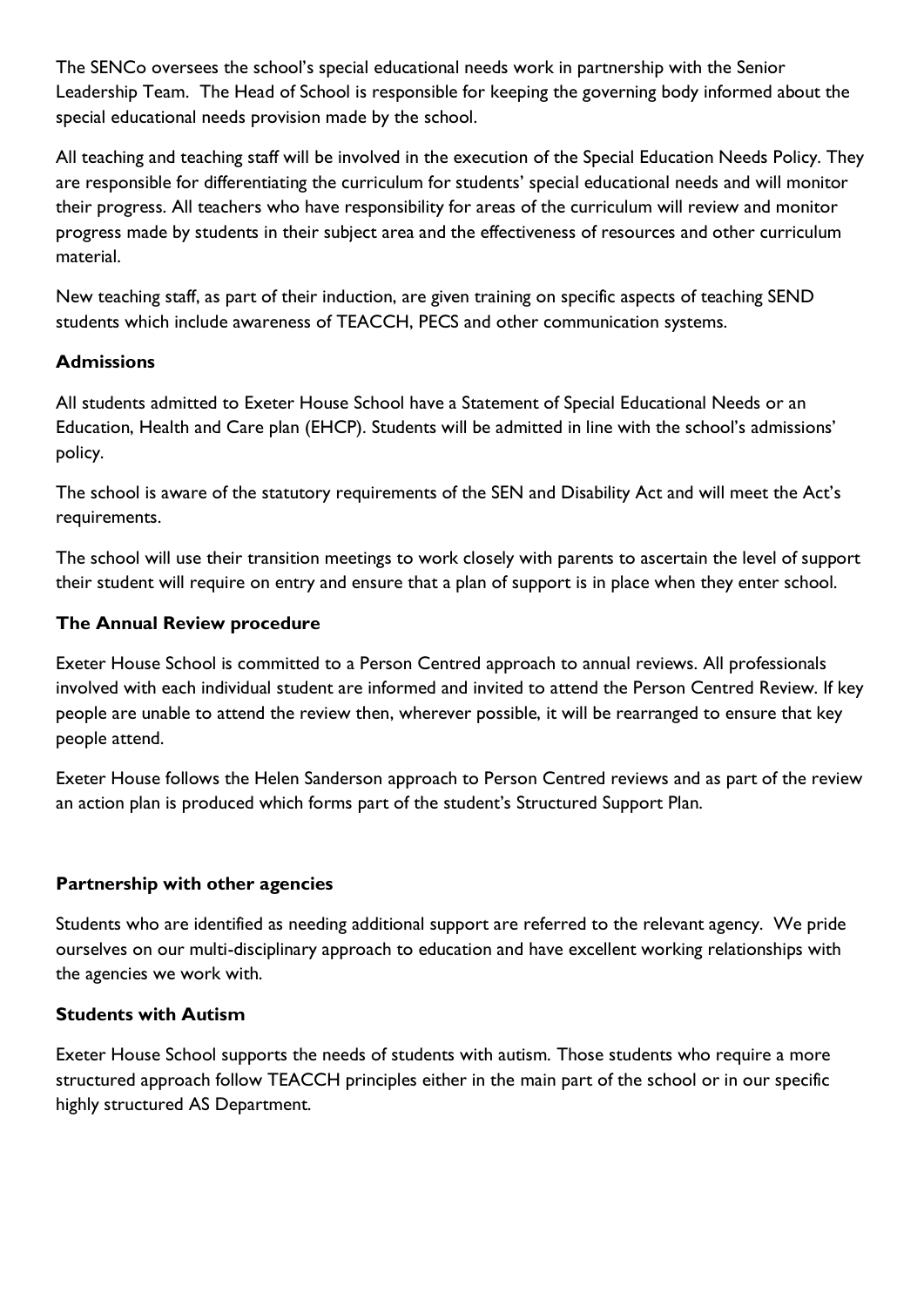The SENCo oversees the school's special educational needs work in partnership with the Senior Leadership Team. The Head of School is responsible for keeping the governing body informed about the special educational needs provision made by the school.

All teaching and teaching staff will be involved in the execution of the Special Education Needs Policy. They are responsible for differentiating the curriculum for students' special educational needs and will monitor their progress. All teachers who have responsibility for areas of the curriculum will review and monitor progress made by students in their subject area and the effectiveness of resources and other curriculum material.

New teaching staff, as part of their induction, are given training on specific aspects of teaching SEND students which include awareness of TEACCH, PECS and other communication systems.

**Admissions**

All students admitted to Exeter House School have a Statement of Special Educational Needs or an Education, Health and Care plan (EHCP). Students will be admitted in line with the school's admissions' policy.

The school is aware of the statutory requirements of the SEN and Disability Act and will meet the Act's requirements.

The school will use their transition meetings to work closely with parents to ascertain the level of support their student will require on entry and ensure that a plan of support is in place when they enter school.

**The Annual Review procedure**

Exeter House School is committed to a Person Centred approach to annual reviews. All professionals involved with each individual student are informed and invited to attend the Person Centred Review. If key people are unable to attend the review then, wherever possible, it will be rearranged to ensure that key people attend.

Exeter House follows the Helen Sanderson approach to Person Centred reviews and as part of the review an action plan is produced which forms part of the student's Structured Support Plan.

**Partnership with other agencies**

Students who are identified as needing additional support are referred to the relevant agency. We pride ourselves on our multi-disciplinary approach to education and have excellent working relationships with the agencies we work with.

**Students with Autism**

Exeter House School supports the needs of students with autism. Those students who require a more structured approach follow TEACCH principles either in the main part of the school or in our specific highly structured AS Department.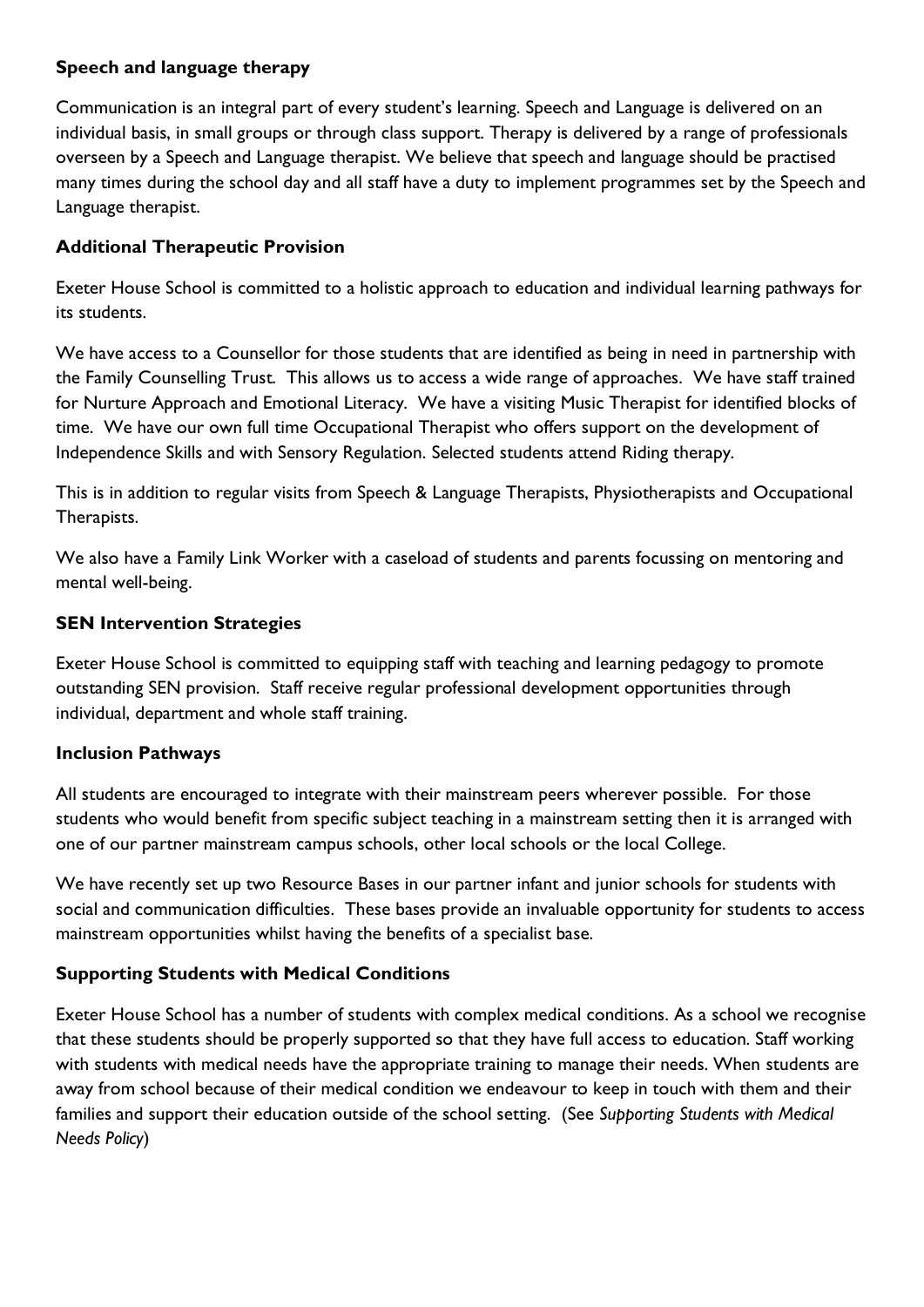### Speech and language therapy

Communication is an integral part of every student's learning. Speech and Language is delivered on an individual basis, in small groups or through class support. Therapy is delivered by a range of professionals overseen by a Speech and Language therapist. We believe that speech and language should be practised many times during the school day and all staff have a duty to implement programmes set by the Speech and Language therapist.

### Additional Therapeutic Provision

Exeter House School is committed to a holistic approach to education and individual learning pathways for its students.

We have access to a Counsellor for those students that are identified as being in need in partnership with the Family Counselling Trust. This allows us to access a wide range of approaches. We have staff trained for Nurture Approach and Emotional Literacy. We have a visiting Music Therapist for identified blocks of time. We have our own full time Occupational Therapist who offers support on the development of Independence Skills and with Sensory Regulation. Selected students attend Riding therapy.

This is in addition to regular visits from Speech & Language Therapists, Physiotherapists and Occupational Therapists.

We also have a Family Link Worker with a caseload of students and parents focussing on mentoring and mental well-being.

### SEN Intervention Strategies

Exeter House School is committed to equipping staff with teaching and learning pedagogy to promote outstanding SEN provision. Staff receive regular professional development opportunities through individual, department and whole staff training.

### Inclusion Pathways

All students are encouraged to integrate with their mainstream peers wherever possible. For those students who would benefit from specific subject teaching in a mainstream setting then it is arranged with one of our partner mainstream campus schools, other local schools or the local College.

We have recently set up two Resource Bases in our partner infant and junior schools for students with social and communication difficulties. These bases provide an invaluable opportunity for students to access mainstream opportunities whilst having the benefits of a specialist base.

### Supporting Students with Medical Conditions

Exeter House School has a number of students with complex medical conditions. As a school we recognise that these students should be properly supported so that they have full access to education. Staff working with students with medical needs have the appropriate training to manage their needs. When students are away from school because of their medical condition we endeavour to keep in touch with them and their families and support their education outside of the school setting. (See *Supporting Students with Medical Needs Policy*)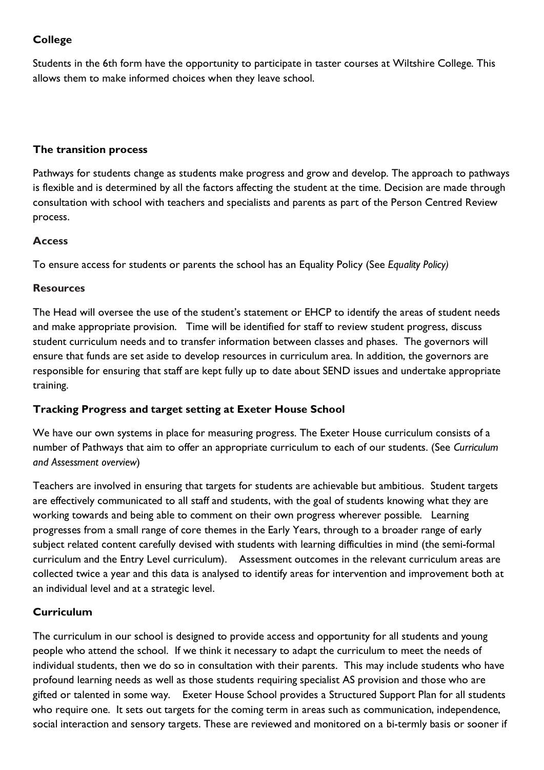**College**

Students in the 6th form have the opportunity to participate in taster courses at Wiltshire College. This allows them to make informed choices when they leave school.

**The transition process**

Pathways for students change as students make progress and grow and develop. The approach to pathways is flexible and is determined by all the factors affecting the student at the time. Decision are made through consultation with school with teachers and specialists and parents as part of the Person Centred Review process.

**Access**

To ensure access for students or parents the school has an Equality Policy (See *Equality Policy)*

**Resources**

The Head will oversee the use of the student's statement or EHCP to identify the areas of student needs and make appropriate provision. Time will be identified for staff to review student progress, discuss student curriculum needs and to transfer information between classes and phases. The governors will ensure that funds are set aside to develop resources in curriculum area. In addition, the governors are responsible for ensuring that staff are kept fully up to date about SEND issues and undertake appropriate training.

**Tracking Progress and target setting at Exeter House School**

We have our own systems in place for measuring progress. The Exeter House curriculum consists of a number of Pathways that aim to offer an appropriate curriculum to each of our students. (See *Curriculum and Assessment overview*)

Teachers are involved in ensuring that targets for students are achievable but ambitious. Student targets are effectively communicated to all staff and students, with the goal of students knowing what they are working towards and being able to comment on their own progress wherever possible. Learning progresses from a small range of core themes in the Early Years, through to a broader range of early subject related content carefully devised with students with learning difficulties in mind (the semi-formal curriculum and the Entry Level curriculum). Assessment outcomes in the relevant curriculum areas are collected twice a year and this data is analysed to identify areas for intervention and improvement both at an individual level and at a strategic level.

**Curriculum**

The curriculum in our school is designed to provide access and opportunity for all students and young people who attend the school. If we think it necessary to adapt the curriculum to meet the needs of individual students, then we do so in consultation with their parents. This may include students who have profound learning needs as well as those students requiring specialist AS provision and those who are gifted or talented in some way. Exeter House School provides a Structured Support Plan for all students who require one. It sets out targets for the coming term in areas such as communication, independence, social interaction and sensory targets. These are reviewed and monitored on a bi-termly basis or sooner if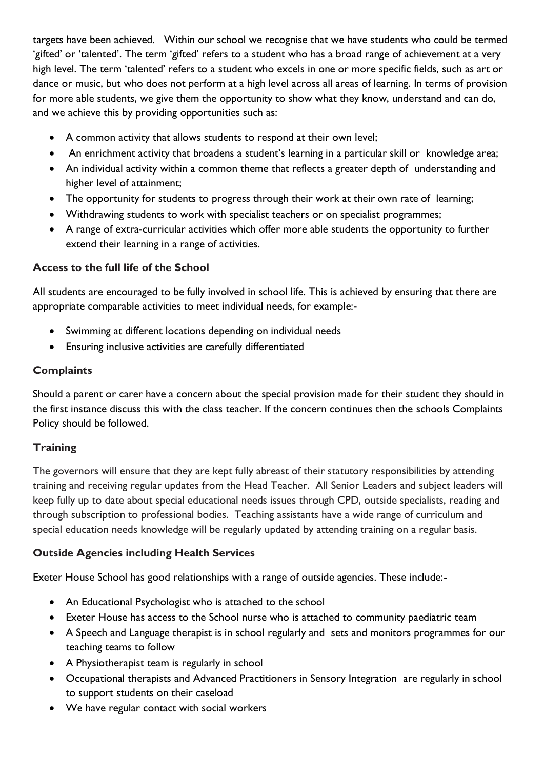targets have been achieved. Within our school we recognise that we have students who could be termed 'gifted' or 'talented'. The term 'gifted' refers to a student who has a broad range of achievement at a very high level. The term 'talented' refers to a student who excels in one or more specific fields, such as art or dance or music, but who does not perform at a high level across all areas of learning. In terms of provision for more able students, we give them the opportunity to show what they know, understand and can do, and we achieve this by providing opportunities such as:

- A common activity that allows students to respond at their own level;
- An enrichment activity that broadens a student's learning in a particular skill or knowledge area;
- An individual activity within a common theme that reflects a greater depth of understanding and higher level of attainment;
- The opportunity for students to progress through their work at their own rate of learning;
- Withdrawing students to work with specialist teachers or on specialist programmes;
- A range of extra-curricular activities which offer more able students the opportunity to further extend their learning in a range of activities.

### Access to the full life of the School

All students are encouraged to be fully involved in school life. This is achieved by ensuring that there are appropriate comparable activities to meet individual needs, for example:-

- Swimming at different locations depending on individual needs
- Ensuring inclusive activities are carefully differentiated

### Complaints

Should a parent or carer have a concern about the special provision made for their student they should in the first instance discuss this with the class teacher. If the concern continues then the schools Complaints Policy should be followed.

### Training

The governors will ensure that they are kept fully abreast of their statutory responsibilities by attending training and receiving regular updates from the Head Teacher. All Senior Leaders and subject leaders will keep fully up to date about special educational needs issues through CPD, outside specialists, reading and through subscription to professional bodies. Teaching assistants have a wide range of curriculum and special education needs knowledge will be regularly updated by attending training on a regular basis.

### Outside Agencies including Health Services

Exeter House School has good relationships with a range of outside agencies. These include:-

- An Educational Psychologist who is attached to the school
- Exeter House has access to the School nurse who is attached to community paediatric team
- A Speech and Language therapist is in school regularly and sets and monitors programmes for our teaching teams to follow
- A Physiotherapist team is regularly in school
- Occupational therapists and Advanced Practitioners in Sensory Integration are regularly in school to support students on their caseload
- We have regular contact with social workers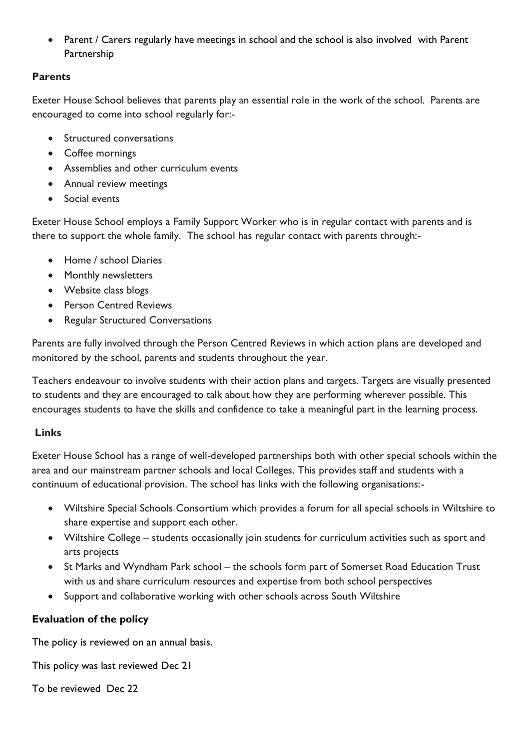- Parent / Carers regularly have meetings in school and the school is also involved with Parent Partnership

**Parents**

Exeter House School believes that parents play an essential role in the work of the school. Parents are encouraged to come into school regularly for:-

- Structured conversations
- Coffee mornings
- Assemblies and other curriculum events
- Annual review meetings
- Social events

Exeter House School employs a Family Support Worker who is in regular contact with parents and is there to support the whole family. The school has regular contact with parents through:-

- Home / school Diaries
- Monthly newsletters
- Website class blogs
- Person Centred Reviews
- Regular Structured Conversations

Parents are fully involved through the Person Centred Reviews in which action plans are developed and monitored by the school, parents and students throughout the year.

Teachers endeavour to involve students with their action plans and targets. Targets are visually presented to students and they are encouraged to talk about how they are performing wherever possible. This encourages students to have the skills and confidence to take a meaningful part in the learning process.

**Links**

Exeter House School has a range of well-developed partnerships both with other special schools within the area and our mainstream partner schools and local Colleges. This provides staff and students with a continuum of educational provision. The school has links with the following organisations:-

- Wiltshire Special Schools Consortium which provides a forum for all special schools in Wiltshire to share expertise and support each other.
- Wiltshire College – students occasionally join students for curriculum activities such as sport and arts projects
- St Marks and Wyndham Park school – the schools form part of Somerset Road Education Trust with us and share curriculum resources and expertise from both school perspectives
- Support and collaborative working with other schools across South Wiltshire

**Evaluation of the policy**

The policy is reviewed on an annual basis.

This policy was last reviewed Dec 21

To be reviewed Dec 22